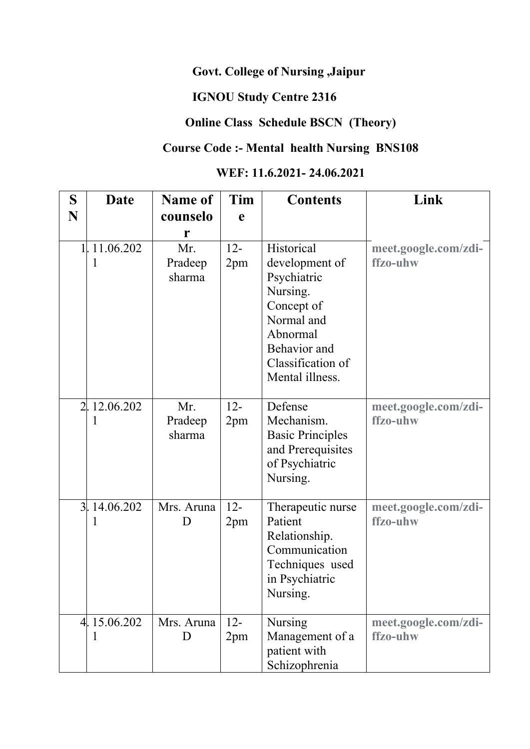**Govt. College of Nursing ,Jaipur**

**IGNOU Study Centre 2316**

**Online Class Schedule BSCN (Theory)**

**Course Code :- Mental health Nursing BNS108**

**WEF: 11.6.2021- 24.06.2021**

| SN | Date | Name of counselor | Time | Contents | Link |
|---|---|---|---|---|---|
| 1. | 11.06.2021 | Mr. Pradeep sharma | 12-2pm | Historical development of Psychiatric Nursing. Concept of Normal and Abnormal Behavior and Classification of Mental illness. | meet.google.com/zdi-ffzo-uhw |
| 2. | 12.06.2021 | Mr. Pradeep sharma | 12-2pm | Defense Mechanism. Basic Principles and Prerequisites of Psychiatric Nursing. | meet.google.com/zdi-ffzo-uhw |
| 3. | 14.06.2021 | Mrs. Aruna D | 12-2pm | Therapeutic nurse Patient Relationship. Communication Techniques used in Psychiatric Nursing. | meet.google.com/zdi-ffzo-uhw |
| 4. | 15.06.2021 | Mrs. Aruna D | 12-2pm | Nursing Management of a patient with Schizophrenia | meet.google.com/zdi-ffzo-uhw |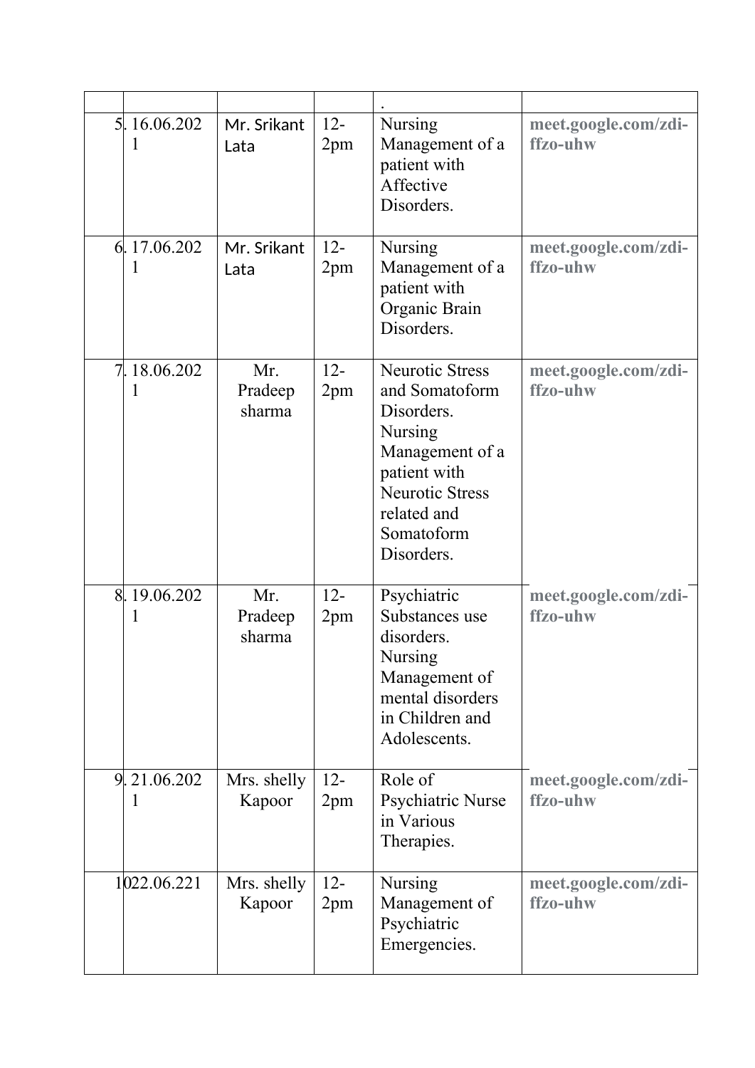|  |  |  |  | . |  |
|---|---|---|---|---|---|
| 5. | 16.06.2021 | Mr. Srikant Lata | 12-2pm | Nursing Management of a patient with Affective Disorders. | **meet.google.com/zdi-ffzo-uhw** |
| 6. | 17.06.2021 | Mr. Srikant Lata | 12-2pm | Nursing Management of a patient with Organic Brain Disorders. | **meet.google.com/zdi-ffzo-uhw** |
| 7. | 18.06.2021 | Mr. Pradeep sharma | 12-2pm | Neurotic Stress and Somatoform Disorders. Nursing Management of a patient with Neurotic Stress related and Somatoform Disorders. | **meet.google.com/zdi-ffzo-uhw** |
| 8. | 19.06.2021 | Mr. Pradeep sharma | 12-2pm | Psychiatric Substances use disorders. Nursing Management of mental disorders in Children and Adolescents. | **meet.google.com/zdi-ffzo-uhw** |
| 9. | 21.06.2021 | Mrs. shelly Kapoor | 12-2pm | Role of Psychiatric Nurse in Various Therapies. | **meet.google.com/zdi-ffzo-uhw** |
| 10 | 22.06.221 | Mrs. shelly Kapoor | 12-2pm | Nursing Management of Psychiatric Emergencies. | **meet.google.com/zdi-ffzo-uhw** |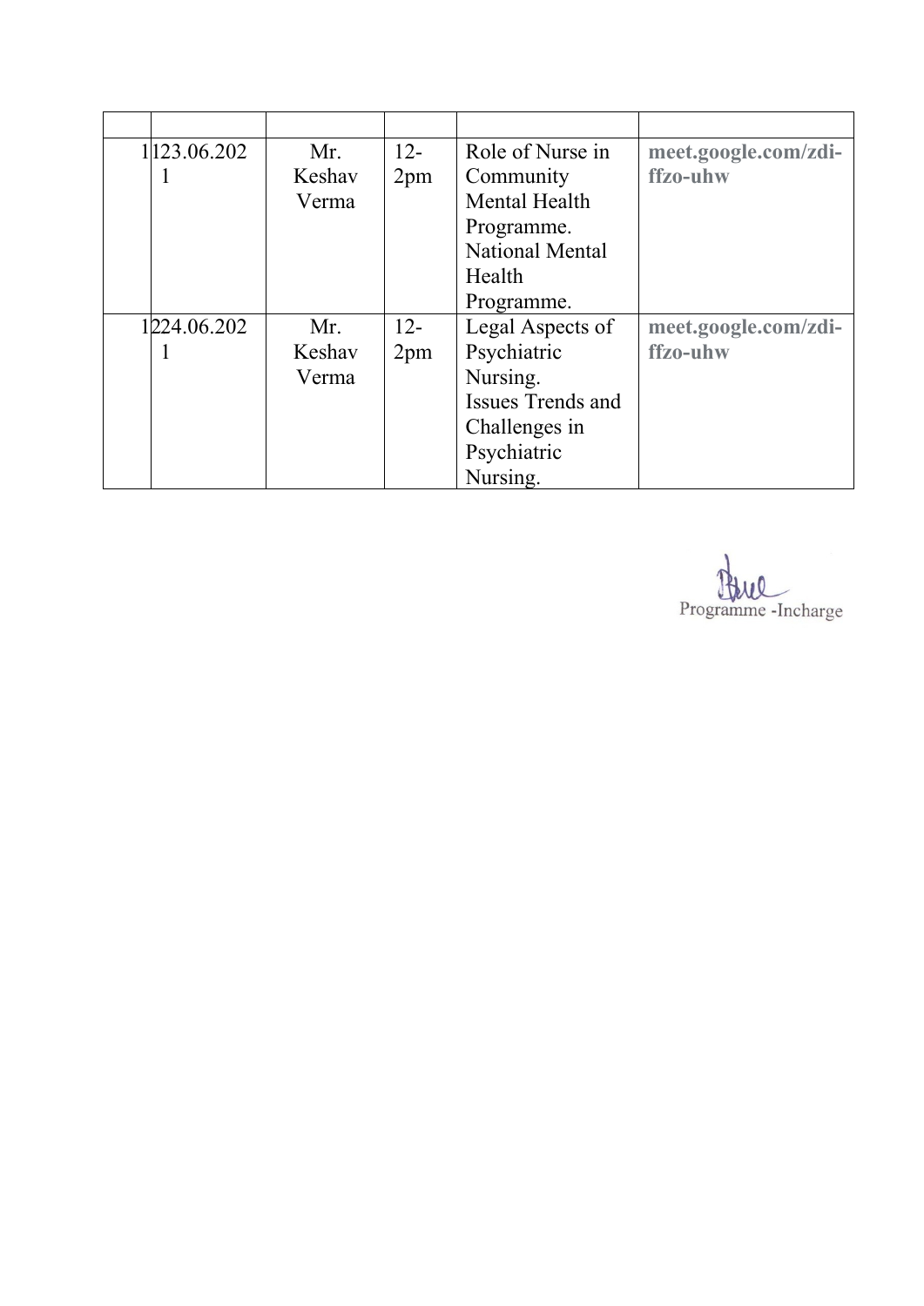| | | | | | |
|---|---|---|---|---|---|
| 11 | 23.06.2021 | Mr. Keshav Verma | 12-2pm | Role of Nurse in Community Mental Health Programme. National Mental Health Programme. | **meet.google.com/zdi-ffzo-uhw** |
| 12 | 24.06.2021 | Mr. Keshav Verma | 12-2pm | Legal Aspects of Psychiatric Nursing. Issues Trends and Challenges in Psychiatric Nursing. | **meet.google.com/zdi-ffzo-uhw** |

Programme -Incharge